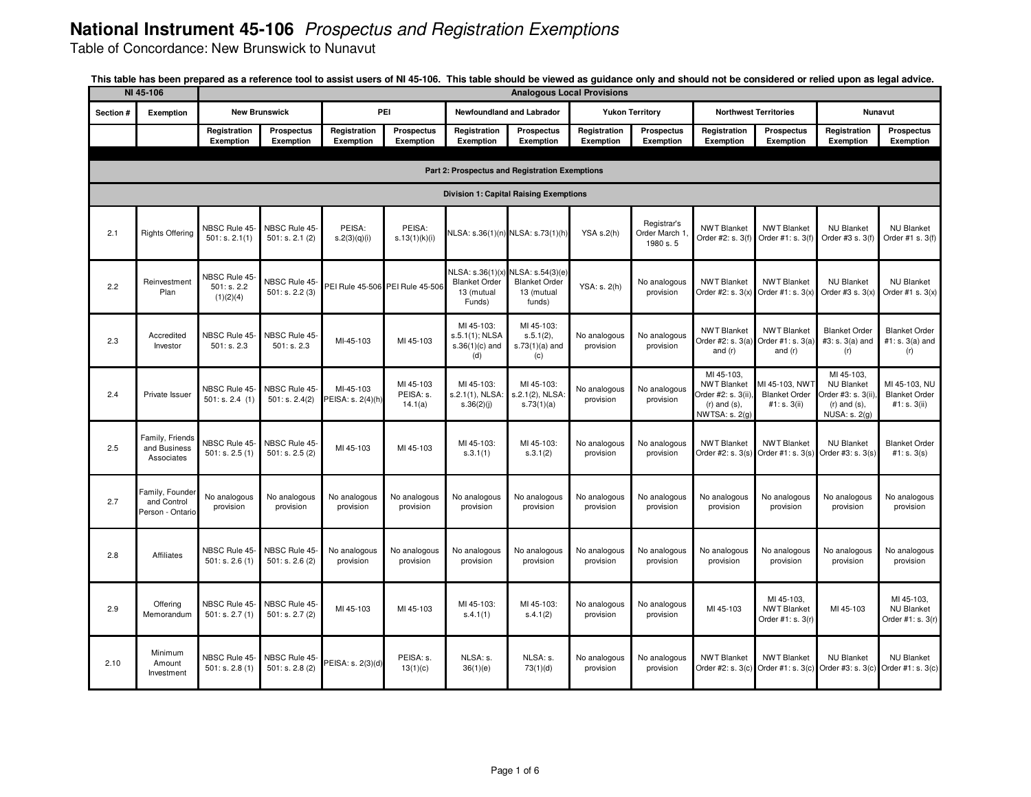# National Instrument 45-106 *Prospectus and Registration Exemptions*

Table of Concordance: New Brunswick to Nunavut

**This table has been prepared as a reference tool to assist users of NI 45-106. This table should be viewed as guidance only and should not be considered or relied upon as legal advice.**

| NI 45-106 | | Analogous Local Provisions | | | | | | | | | | | |
|---|---|---|---|---|---|---|---|---|---|---|---|---|---|
| Section # | Exemption | New Brunswick | | PEI | | Newfoundland and Labrador | | Yukon Territory | | Northwest Territories | | Nunavut | |
| | | Registration Exemption | Prospectus Exemption | Registration Exemption | Prospectus Exemption | Registration Exemption | Prospectus Exemption | Registration Exemption | Prospectus Exemption | Registration Exemption | Prospectus Exemption | Registration Exemption | Prospectus Exemption |
| **Part 2: Prospectus and Registration Exemptions** | | | | | | | | | | | | | |
| **Division 1: Capital Raising Exemptions** | | | | | | | | | | | | | |
| 2.1 | Rights Offering | NBSC Rule 45-501: s. 2.1(1) | NBSC Rule 45-501: s. 2.1 (2) | PEISA: s.2(3)(q)(i) | PEISA: s.13(1)(k)(i) | NLSA: s.36(1)(n) | NLSA: s.73(1)(h) | YSA s.2(h) | Registrar's Order March 1, 1980 s. 5 | NWT Blanket Order #2: s. 3(f) | NWT Blanket Order #1: s. 3(f) | NU Blanket Order #3 s. 3(f) | NU Blanket Order #1 s. 3(f) |
| 2.2 | Reinvestment Plan | NBSC Rule 45-501: s. 2.2 (1)(2)(4) | NBSC Rule 45-501: s. 2.2 (3) | PEI Rule 45-506 | PEI Rule 45-506 | NLSA: s.36(1)(x) Blanket Order 13 (mutual Funds) | NLSA: s.54(3)(e) Blanket Order 13 (mutual funds) | YSA: s. 2(h) | No analogous provision | NWT Blanket Order #2: s. 3(x) | NWT Blanket Order #1: s. 3(x) | NU Blanket Order #3 s. 3(x) | NU Blanket Order #1 s. 3(x) |
| 2.3 | Accredited Investor | NBSC Rule 45-501: s. 2.3 | NBSC Rule 45-501: s. 2.3 | MI-45-103 | MI 45-103 | MI 45-103: s.5.1(1); NLSA s.36(1)(c) and (d) | MI 45-103: s.5.1(2), s.73(1)(a) and (c) | No analogous provision | No analogous provision | NWT Blanket Order #2: s. 3(a) and (r) | NWT Blanket Order #1: s. 3(a) and (r) | Blanket Order #3: s. 3(a) and (r) | Blanket Order #1: s. 3(a) and (r) |
| 2.4 | Private Issuer | NBSC Rule 45-501: s. 2.4 (1) | NBSC Rule 45-501: s. 2.4(2) | MI-45-103 PEISA: s. 2(4)(h) | MI 45-103 PEISA: s. 14.1(a) | MI 45-103: s.2.1(1), NLSA: s.36(2)(j) | MI 45-103: s.2.1(2), NLSA: s.73(1)(a) | No analogous provision | No analogous provision | MI 45-103, NWT Blanket Order #2: s. 3(ii), (r) and (s), NWTSA: s. 2(g) | MI 45-103, NWT Blanket Order #1: s. 3(ii) | MI 45-103, NU Blanket Order #3: s. 3(ii), (r) and (s), NUSA: s. 2(g) | MI 45-103, NU Blanket Order #1: s. 3(ii) |
| 2.5 | Family, Friends and Business Associates | NBSC Rule 45-501: s. 2.5 (1) | NBSC Rule 45-501: s. 2.5 (2) | MI 45-103 | MI 45-103 | MI 45-103: s.3.1(1) | MI 45-103: s.3.1(2) | No analogous provision | No analogous provision | NWT Blanket Order #2: s. 3(s) | NWT Blanket Order #1: s. 3(s) | NU Blanket Order #3: s. 3(s) | Blanket Order #1: s. 3(s) |
| 2.7 | Family, Founder and Control Person - Ontario | No analogous provision | No analogous provision | No analogous provision | No analogous provision | No analogous provision | No analogous provision | No analogous provision | No analogous provision | No analogous provision | No analogous provision | No analogous provision | No analogous provision |
| 2.8 | Affiliates | NBSC Rule 45-501: s. 2.6 (1) | NBSC Rule 45-501: s. 2.6 (2) | No analogous provision | No analogous provision | No analogous provision | No analogous provision | No analogous provision | No analogous provision | No analogous provision | No analogous provision | No analogous provision | No analogous provision |
| 2.9 | Offering Memorandum | NBSC Rule 45-501: s. 2.7 (1) | NBSC Rule 45-501: s. 2.7 (2) | MI 45-103 | MI 45-103 | MI 45-103: s.4.1(1) | MI 45-103: s.4.1(2) | No analogous provision | No analogous provision | MI 45-103 | MI 45-103, NWT Blanket Order #1: s. 3(r) | MI 45-103 | MI 45-103, NU Blanket Order #1: s. 3(r) |
| 2.10 | Minimum Amount Investment | NBSC Rule 45-501: s. 2.8 (1) | NBSC Rule 45-501: s. 2.8 (2) | PEISA: s. 2(3)(d) | PEISA: s. 13(1)(c) | NLSA: s. 36(1)(e) | NLSA: s. 73(1)(d) | No analogous provision | No analogous provision | NWT Blanket Order #2: s. 3(c) | NWT Blanket Order #1: s. 3(c) | NU Blanket Order #3: s. 3(c) | NU Blanket Order #1: s. 3(c) |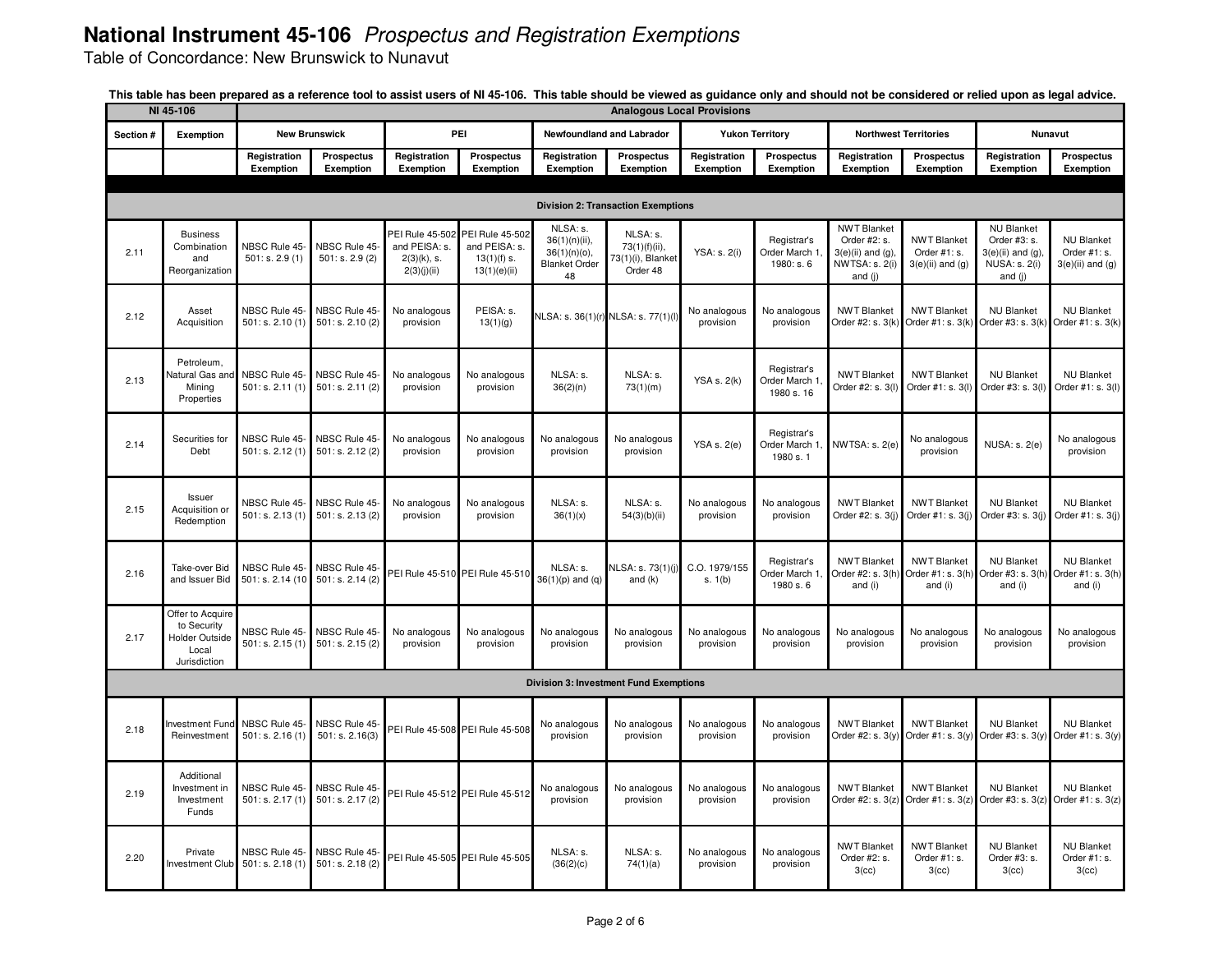# National Instrument 45-106 *Prospectus and Registration Exemptions*

Table of Concordance: New Brunswick to Nunavut

**This table has been prepared as a reference tool to assist users of NI 45-106. This table should be viewed as guidance only and should not be considered or relied upon as legal advice.**

| NI 45-106 | | Analogous Local Provisions | | | | | | | | | | | |
|---|---|---|---|---|---|---|---|---|---|---|---|---|---|
| Section # | Exemption | New Brunswick | | PEI | | Newfoundland and Labrador | | Yukon Territory | | Northwest Territories | | Nunavut | |
| | | Registration Exemption | Prospectus Exemption | Registration Exemption | Prospectus Exemption | Registration Exemption | Prospectus Exemption | Registration Exemption | Prospectus Exemption | Registration Exemption | Prospectus Exemption | Registration Exemption | Prospectus Exemption |
| | | | | | | | | | | | | | |
| **Division 2: Transaction Exemptions** | | | | | | | | | | | | | |
| 2.11 | Business Combination and Reorganization | NBSC Rule 45-501: s. 2.9 (1) | NBSC Rule 45-501: s. 2.9 (2) | PEI Rule 45-502 and PEISA: s. 2(3)(k), s. 2(3)(j)(ii) | PEI Rule 45-502 and PEISA: s. 13(1)(f) s. 13(1)(e)(ii) | NLSA: s. 36(1)(n)(ii), 36(1)(n)(o), Blanket Order 48 | NLSA: s. 73(1)(f)(ii), 73(1)(i), Blanket Order 48 | YSA: s. 2(i) | Registrar's Order March 1, 1980: s. 6 | NWT Blanket Order #2: s. 3(e)(ii) and (g), NWTSA: s. 2(i) and (j) | NWT Blanket Order #1: s. 3(e)(ii) and (g) | NU Blanket Order #3: s. 3(e)(ii) and (g), NUSA: s. 2(i) and (j) | NU Blanket Order #1: s. 3(e)(ii) and (g) |
| 2.12 | Asset Acquisition | NBSC Rule 45-501: s. 2.10 (1) | NBSC Rule 45-501: s. 2.10 (2) | No analogous provision | PEISA: s. 13(1)(g) | NLSA: s. 36(1)(r) | NLSA: s. 77(1)(l) | No analogous provision | No analogous provision | NWT Blanket Order #2: s. 3(k) | NWT Blanket Order #1: s. 3(k) | NU Blanket Order #3: s. 3(k) | NU Blanket Order #1: s. 3(k) |
| 2.13 | Petroleum, Natural Gas and Mining Properties | NBSC Rule 45-501: s. 2.11 (1) | NBSC Rule 45-501: s. 2.11 (2) | No analogous provision | No analogous provision | NLSA: s. 36(2)(n) | NLSA: s. 73(1)(m) | YSA s. 2(k) | Registrar's Order March 1, 1980 s. 16 | NWT Blanket Order #2: s. 3(l) | NWT Blanket Order #1: s. 3(l) | NU Blanket Order #3: s. 3(l) | NU Blanket Order #1: s. 3(l) |
| 2.14 | Securities for Debt | NBSC Rule 45-501: s. 2.12 (1) | NBSC Rule 45-501: s. 2.12 (2) | No analogous provision | No analogous provision | No analogous provision | No analogous provision | YSA s. 2(e) | Registrar's Order March 1, 1980 s. 1 | NWTSA: s. 2(e) | No analogous provision | NUSA: s. 2(e) | No analogous provision |
| 2.15 | Issuer Acquisition or Redemption | NBSC Rule 45-501: s. 2.13 (1) | NBSC Rule 45-501: s. 2.13 (2) | No analogous provision | No analogous provision | NLSA: s. 36(1)(x) | NLSA: s. 54(3)(b)(ii) | No analogous provision | No analogous provision | NWT Blanket Order #2: s. 3(j) | NWT Blanket Order #1: s. 3(j) | NU Blanket Order #3: s. 3(j) | NU Blanket Order #1: s. 3(j) |
| 2.16 | Take-over Bid and Issuer Bid | NBSC Rule 45-501: s. 2.14 (10 | NBSC Rule 45-501: s. 2.14 (2) | PEI Rule 45-510 | PEI Rule 45-510 | NLSA: s. 36(1)(p) and (q) | NLSA: s. 73(1)(j) and (k) | C.O. 1979/155 s. 1(b) | Registrar's Order March 1, 1980 s. 6 | NWT Blanket Order #2: s. 3(h) and (i) | NWT Blanket Order #1: s. 3(h) and (i) | NU Blanket Order #3: s. 3(h) and (i) | NU Blanket Order #1: s. 3(h) and (i) |
| 2.17 | Offer to Acquire to Security Holder Outside Local Jurisdiction | NBSC Rule 45-501: s. 2.15 (1) | NBSC Rule 45-501: s. 2.15 (2) | No analogous provision | No analogous provision | No analogous provision | No analogous provision | No analogous provision | No analogous provision | No analogous provision | No analogous provision | No analogous provision | No analogous provision |
| **Division 3: Investment Fund Exemptions** | | | | | | | | | | | | | |
| 2.18 | Investment Fund Reinvestment | NBSC Rule 45-501: s. 2.16 (1) | NBSC Rule 45-501: s. 2.16(3) | PEI Rule 45-508 | PEI Rule 45-508 | No analogous provision | No analogous provision | No analogous provision | No analogous provision | NWT Blanket Order #2: s. 3(y) | NWT Blanket Order #1: s. 3(y) | NU Blanket Order #3: s. 3(y) | NU Blanket Order #1: s. 3(y) |
| 2.19 | Additional Investment in Investment Funds | NBSC Rule 45-501: s. 2.17 (1) | NBSC Rule 45-501: s. 2.17 (2) | PEI Rule 45-512 | PEI Rule 45-512 | No analogous provision | No analogous provision | No analogous provision | No analogous provision | NWT Blanket Order #2: s. 3(z) | NWT Blanket Order #1: s. 3(z) | NU Blanket Order #3: s. 3(z) | NU Blanket Order #1: s. 3(z) |
| 2.20 | Private Investment Club | NBSC Rule 45-501: s. 2.18 (1) | NBSC Rule 45-501: s. 2.18 (2) | PEI Rule 45-505 | PEI Rule 45-505 | NLSA: s. (36(2)(c) | NLSA: s. 74(1)(a) | No analogous provision | No analogous provision | NWT Blanket Order #2: s. 3(cc) | NWT Blanket Order #1: s. 3(cc) | NU Blanket Order #3: s. 3(cc) | NU Blanket Order #1: s. 3(cc) |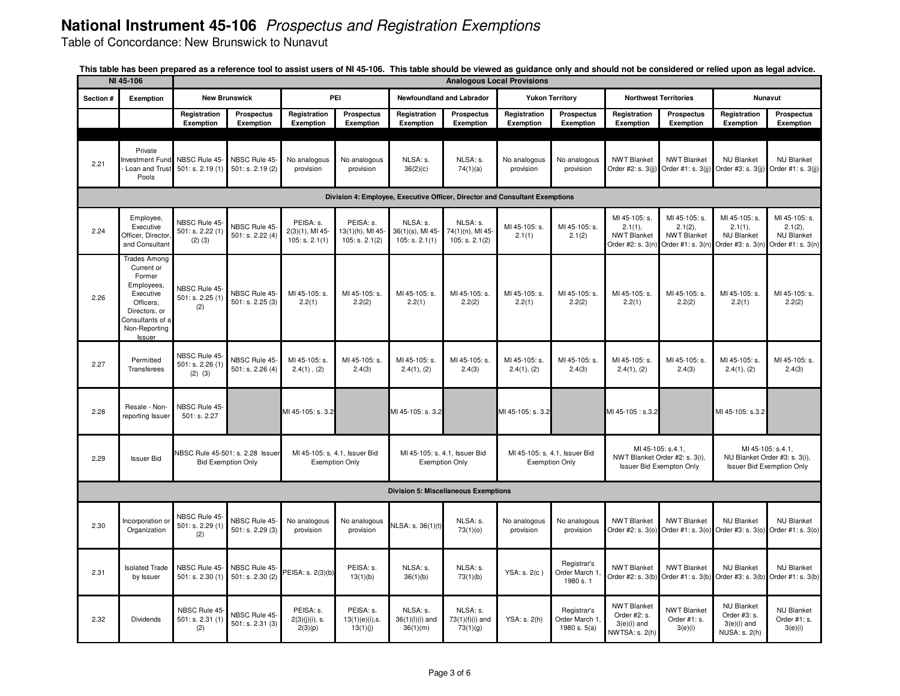# National Instrument 45-106 *Prospectus and Registration Exemptions*

Table of Concordance: New Brunswick to Nunavut

**This table has been prepared as a reference tool to assist users of NI 45-106. This table should be viewed as guidance only and should not be considered or relied upon as legal advice.**

| NI 45-106 | | Analogous Local Provisions | | | | | | | | | | | |
|---|---|---|---|---|---|---|---|---|---|---|---|---|---|
| Section # | Exemption | New Brunswick | | PEI | | Newfoundland and Labrador | | Yukon Territory | | Northwest Territories | | Nunavut | |
| | | Registration Exemption | Prospectus Exemption | Registration Exemption | Prospectus Exemption | Registration Exemption | Prospectus Exemption | Registration Exemption | Prospectus Exemption | Registration Exemption | Prospectus Exemption | Registration Exemption | Prospectus Exemption |
| 2.21 | Private Investment Fund - Loan and Trust Pools | NBSC Rule 45-501: s. 2.19 (1) | NBSC Rule 45-501: s. 2.19 (2) | No analogous provision | No analogous provision | NLSA: s. 36(2)(c) | NLSA: s. 74(1)(a) | No analogous provision | No analogous provision | NWT Blanket Order #2: s. 3(jj) | NWT Blanket Order #1: s. 3(jj) | NU Blanket Order #3: s. 3(jj) | NU Blanket Order #1: s. 3(jj) |
| **Division 4: Employee, Executive Officer, Director and Consultant Exemptions** | | | | | | | | | | | | | |
| 2.24 | Employee, Executive Officer, Director, and Consultant | NBSC Rule 45-501: s. 2.22 (1) (2) (3) | NBSC Rule 45-501: s. 2.22 (4) | PEISA: s. 2(3)(1), MI 45-105: s. 2.1(1) | PEISA: s. 13(1)(h), MI 45-105: s. 2.1(2) | NLSA: s. 36(1)(s), MI 45-105: s. 2.1(1) | NLSA: s. 74(1)(n), MI 45-105: s. 2.1(2) | MI 45-105: s. 2.1(1) | MI 45-105: s. 2.1(2) | MI 45-105: s. 2.1(1), NWT Blanket Order #2: s. 3(n) | MI 45-105: s. 2.1(2), NWT Blanket Order #1: s. 3(n) | MI 45-105: s. 2.1(1), NU Blanket Order #3: s. 3(n) | MI 45-105: s. 2.1(2), NU Blanket Order #1: s. 3(n) |
| 2.26 | Trades Among Current or Former Employees, Executive Officers, Directors, or Consultants of a Non-Reporting Issuer | NBSC Rule 45-501: s. 2.25 (1) (2) | NBSC Rule 45-501: s. 2.25 (3) | MI 45-105: s. 2.2(1) | MI 45-105: s. 2.2(2) | MI 45-105: s. 2.2(1) | MI 45-105: s. 2.2(2) | MI 45-105: s. 2.2(1) | MI 45-105: s. 2.2(2) | MI 45-105: s. 2.2(1) | MI 45-105: s. 2.2(2) | MI 45-105: s. 2.2(1) | MI 45-105: s. 2.2(2) |
| 2.27 | Permitted Transferees | NBSC Rule 45-501: s. 2.26 (1) (2) (3) | NBSC Rule 45-501: s. 2.26 (4) | MI 45-105: s. 2.4(1) , (2) | MI 45-105: s. 2.4(3) | MI 45-105: s. 2.4(1), (2) | MI 45-105: s. 2.4(3) | MI 45-105: s. 2.4(1), (2) | MI 45-105: s. 2.4(3) | MI 45-105: s. 2.4(1), (2) | MI 45-105: s. 2.4(3) | MI 45-105: s. 2.4(1), (2) | MI 45-105: s. 2.4(3) |
| 2.28 | Resale - Non-reporting Issuer | NBSC Rule 45-501: s. 2.27 | | MI 45-105: s. 3.2 | | MI 45-105: s. 3.2 | | MI 45-105: s. 3.2 | | MI 45-105 : s.3.2 | | MI 45-105: s.3.2 | |
| 2.29 | Issuer Bid | NBSC Rule 45-501: s. 2.28 Issuer Bid Exemption Only | | MI 45-105: s. 4.1, Issuer Bid Exemption Only | | MI 45-105: s. 4.1, Issuer Bid Exemption Only | | MI 45-105: s. 4.1, Issuer Bid Exemption Only | | MI 45-105: s.4.1, NWT Blanket Order #2: s. 3(i), Issuer Bid Exempton Only | | MI 45-105: s.4.1, NU Blanket Order #3: s. 3(i), Issuer Bid Exemption Only | |
| **Division 5: Miscellaneous Exemptions** | | | | | | | | | | | | | |
| 2.30 | Incorporation or Organization | NBSC Rule 45-501: s. 2.29 (1) (2) | NBSC Rule 45-501: s. 2.29 (3) | No analogous provision | No analogous provision | NLSA: s. 36(1)(t) | NLSA: s. 73(1)(o) | No analogous provision | No analogous provision | NWT Blanket Order #2: s. 3(o) | NWT Blanket Order #1: s. 3(o) | NU Blanket Order #3: s. 3(o) | NU Blanket Order #1: s. 3(o) |
| 2.31 | Isolated Trade by Issuer | NBSC Rule 45-501: s. 2.30 (1) | NBSC Rule 45-501: s. 2.30 (2) | PEISA: s. 2(3)(b) | PEISA: s. 13(1)(b) | NLSA: s. 36(1)(b) | NLSA: s. 73(1)(b) | YSA: s. 2(c ) | Registrar's Order March 1, 1980 s. 1 | NWT Blanket Order #2: s. 3(b) | NWT Blanket Order #1: s. 3(b) | NU Blanket Order #3: s. 3(b) | NU Blanket Order #1: s. 3(b) |
| 2.32 | Dividends | NBSC Rule 45-501: s. 2.31 (1) (2) | NBSC Rule 45-501: s. 2.31 (3) | PEISA: s. 2(3)(j)(i), s. 2(3)(p) | PEISA: s. 13(1)(e)(i),s. 13(1)(j) | NLSA: s. 36(1)(l)(i) and 36(1)(m) | NLSA: s. 73(1)(f)(i) and 73(1)(g) | YSA: s. 2(h) | Registrar's Order March 1, 1980 s. 5(a) | NWT Blanket Order #2: s. 3(e)(i) and NWTSA: s. 2(h) | NWT Blanket Order #1: s. 3(e)(i) | NU Blanket Order #3: s. 3(e)(i) and NUSA: s. 2(h) | NU Blanket Order #1: s. 3(e)(i) |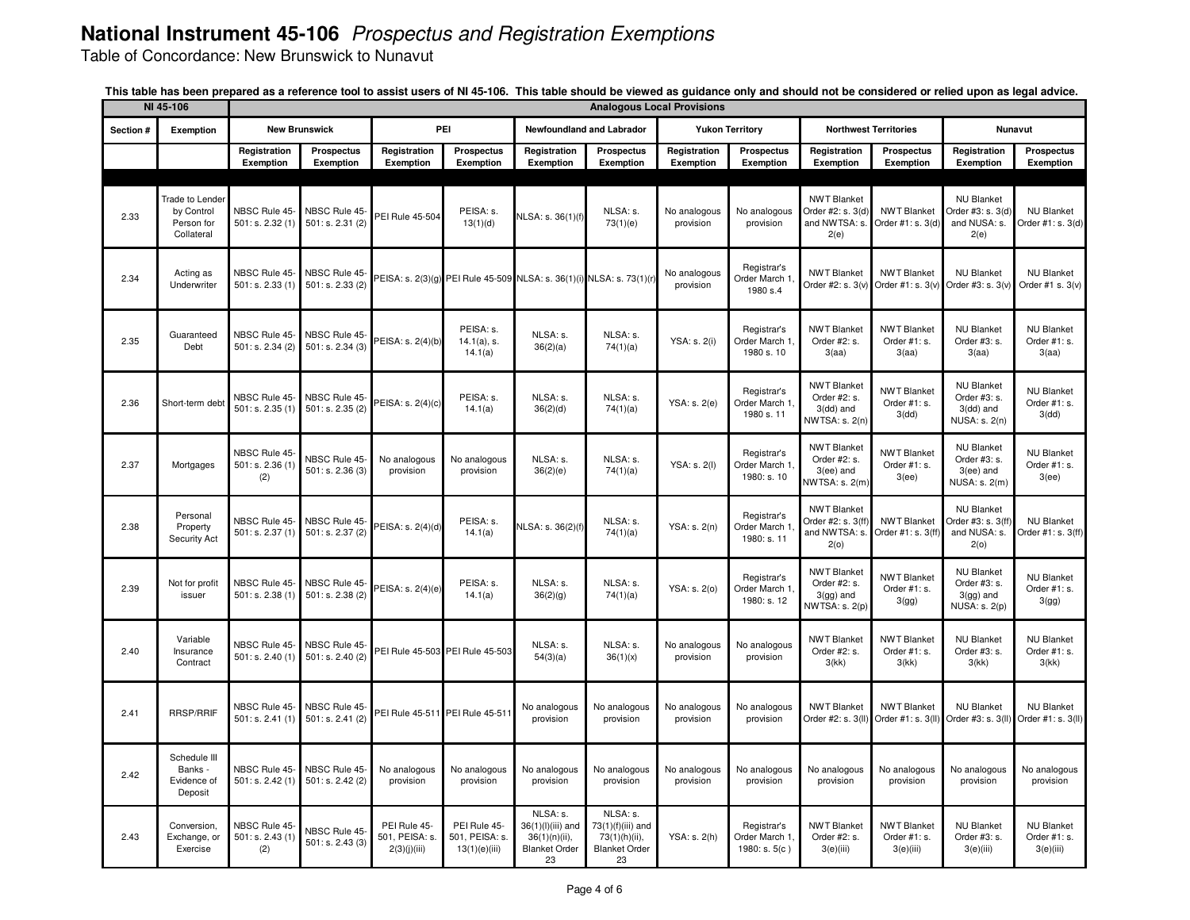# National Instrument 45-106 *Prospectus and Registration Exemptions*

Table of Concordance: New Brunswick to Nunavut

**This table has been prepared as a reference tool to assist users of NI 45-106. This table should be viewed as guidance only and should not be considered or relied upon as legal advice.**

| NI 45-106 | | Analogous Local Provisions | | | | | | | | | | | |
|---|---|---|---|---|---|---|---|---|---|---|---|---|---|
| Section # | Exemption | New Brunswick | | PEI | | Newfoundland and Labrador | | Yukon Territory | | Northwest Territories | | Nunavut | |
| | | Registration Exemption | Prospectus Exemption | Registration Exemption | Prospectus Exemption | Registration Exemption | Prospectus Exemption | Registration Exemption | Prospectus Exemption | Registration Exemption | Prospectus Exemption | Registration Exemption | Prospectus Exemption |
| 2.33 | Trade to Lender by Control Person for Collateral | NBSC Rule 45-501: s. 2.32 (1) | NBSC Rule 45-501: s. 2.31 (2) | PEI Rule 45-504 | PEISA: s. 13(1)(d) | NLSA: s. 36(1)(f) | NLSA: s. 73(1)(e) | No analogous provision | No analogous provision | NWT Blanket Order #2: s. 3(d) and NWTSA: s. 2(e) | NWT Blanket Order #1: s. 3(d) | NU Blanket Order #3: s. 3(d) and NUSA: s. 2(e) | NU Blanket Order #1: s. 3(d) |
| 2.34 | Acting as Underwriter | NBSC Rule 45-501: s. 2.33 (1) | NBSC Rule 45-501: s. 2.33 (2) | PEISA: s. 2(3)(g) | PEI Rule 45-509 | NLSA: s. 36(1)(i) | NLSA: s. 73(1)(r) | No analogous provision | Registrar's Order March 1, 1980 s.4 | NWT Blanket Order #2: s. 3(v) | NWT Blanket Order #1: s. 3(v) | NU Blanket Order #3: s. 3(v) | NU Blanket Order #1 s. 3(v) |
| 2.35 | Guaranteed Debt | NBSC Rule 45-501: s. 2.34 (2) | NBSC Rule 45-501: s. 2.34 (3) | PEISA: s. 2(4)(b) | PEISA: s. 14.1(a), s. 14.1(a) | NLSA: s. 36(2)(a) | NLSA: s. 74(1)(a) | YSA: s. 2(i) | Registrar's Order March 1, 1980 s. 10 | NWT Blanket Order #2: s. 3(aa) | NWT Blanket Order #1: s. 3(aa) | NU Blanket Order #3: s. 3(aa) | NU Blanket Order #1: s. 3(aa) |
| 2.36 | Short-term debt | NBSC Rule 45-501: s. 2.35 (1) | NBSC Rule 45-501: s. 2.35 (2) | PEISA: s. 2(4)(c) | PEISA: s. 14.1(a) | NLSA: s. 36(2)(d) | NLSA: s. 74(1)(a) | YSA: s. 2(e) | Registrar's Order March 1, 1980 s. 11 | NWT Blanket Order #2: s. 3(dd) and NWTSA: s. 2(n) | NWT Blanket Order #1: s. 3(dd) | NU Blanket Order #3: s. 3(dd) and NUSA: s. 2(n) | NU Blanket Order #1: s. 3(dd) |
| 2.37 | Mortgages | NBSC Rule 45-501: s. 2.36 (1) (2) | NBSC Rule 45-501: s. 2.36 (3) | No analogous provision | No analogous provision | NLSA: s. 36(2)(e) | NLSA: s. 74(1)(a) | YSA: s. 2(l) | Registrar's Order March 1, 1980: s. 10 | NWT Blanket Order #2: s. 3(ee) and NWTSA: s. 2(m) | NWT Blanket Order #1: s. 3(ee) | NU Blanket Order #3: s. 3(ee) and NUSA: s. 2(m) | NU Blanket Order #1: s. 3(ee) |
| 2.38 | Personal Property Security Act | NBSC Rule 45-501: s. 2.37 (1) | NBSC Rule 45-501: s. 2.37 (2) | PEISA: s. 2(4)(d) | PEISA: s. 14.1(a) | NLSA: s. 36(2)(f) | NLSA: s. 74(1)(a) | YSA: s. 2(n) | Registrar's Order March 1, 1980: s. 11 | NWT Blanket Order #2: s. 3(ff) and NWTSA: s. 2(o) | NWT Blanket Order #1: s. 3(ff) | NU Blanket Order #3: s. 3(ff) and NUSA: s. 2(o) | NU Blanket Order #1: s. 3(ff) |
| 2.39 | Not for profit issuer | NBSC Rule 45-501: s. 2.38 (1) | NBSC Rule 45-501: s. 2.38 (2) | PEISA: s. 2(4)(e) | PEISA: s. 14.1(a) | NLSA: s. 36(2)(g) | NLSA: s. 74(1)(a) | YSA: s. 2(o) | Registrar's Order March 1, 1980: s. 12 | NWT Blanket Order #2: s. 3(gg) and NWTSA: s. 2(p) | NWT Blanket Order #1: s. 3(gg) | NU Blanket Order #3: s. 3(gg) and NUSA: s. 2(p) | NU Blanket Order #1: s. 3(gg) |
| 2.40 | Variable Insurance Contract | NBSC Rule 45-501: s. 2.40 (1) | NBSC Rule 45-501: s. 2.40 (2) | PEI Rule 45-503 | PEI Rule 45-503 | NLSA: s. 54(3)(a) | NLSA: s. 36(1)(x) | No analogous provision | No analogous provision | NWT Blanket Order #2: s. 3(kk) | NWT Blanket Order #1: s. 3(kk) | NU Blanket Order #3: s. 3(kk) | NU Blanket Order #1: s. 3(kk) |
| 2.41 | RRSP/RRIF | NBSC Rule 45-501: s. 2.41 (1) | NBSC Rule 45-501: s. 2.41 (2) | PEI Rule 45-511 | PEI Rule 45-511 | No analogous provision | No analogous provision | No analogous provision | No analogous provision | NWT Blanket Order #2: s. 3(ll) | NWT Blanket Order #1: s. 3(ll) | NU Blanket Order #3: s. 3(ll) | NU Blanket Order #1: s. 3(ll) |
| 2.42 | Schedule III Banks - Evidence of Deposit | NBSC Rule 45-501: s. 2.42 (1) | NBSC Rule 45-501: s. 2.42 (2) | No analogous provision | No analogous provision | No analogous provision | No analogous provision | No analogous provision | No analogous provision | No analogous provision | No analogous provision | No analogous provision | No analogous provision |
| 2.43 | Conversion, Exchange, or Exercise | NBSC Rule 45-501: s. 2.43 (1) (2) | NBSC Rule 45-501: s. 2.43 (3) | PEI Rule 45-501, PEISA: s. 2(3)(j)(iii) | PEI Rule 45-501, PEISA: s. 13(1)(e)(iii) | NLSA: s. 36(1)(l)(iii) and 36(1)(n)(ii), Blanket Order 23 | NLSA: s. 73(1)(f)(iii) and 73(1)(h)(ii), Blanket Order 23 | YSA: s. 2(h) | Registrar's Order March 1, 1980: s. 5(c ) | NWT Blanket Order #2: s. 3(e)(iii) | NWT Blanket Order #1: s. 3(e)(iii) | NU Blanket Order #3: s. 3(e)(iii) | NU Blanket Order #1: s. 3(e)(iii) |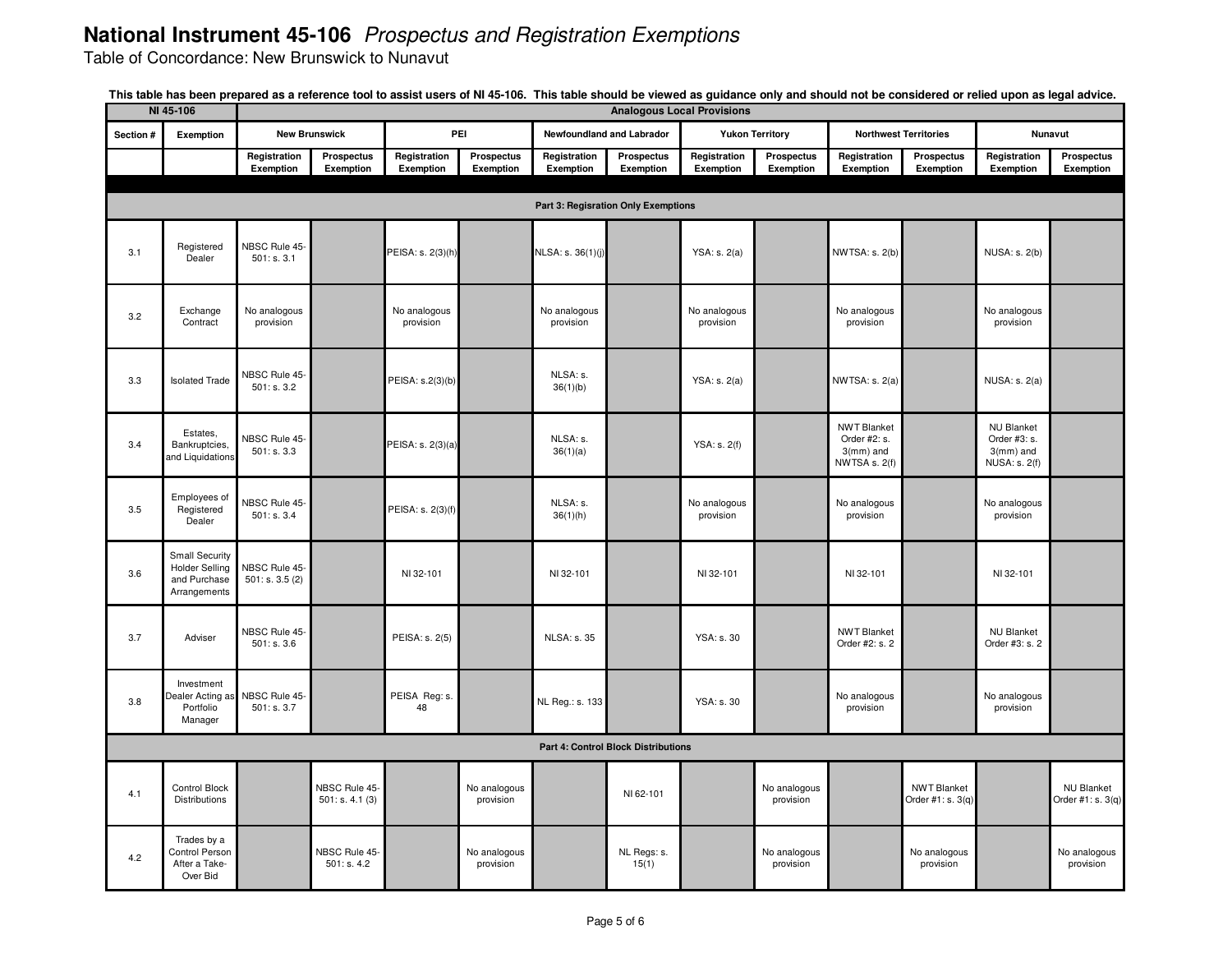# National Instrument 45-106 *Prospectus and Registration Exemptions*

Table of Concordance: New Brunswick to Nunavut

**This table has been prepared as a reference tool to assist users of NI 45-106. This table should be viewed as guidance only and should not be considered or relied upon as legal advice.**

| NI 45-106 | | Analogous Local Provisions | | | | | | | | | | | |
|---|---|---|---|---|---|---|---|---|---|---|---|---|---|
| Section # | Exemption | New Brunswick | | PEI | | Newfoundland and Labrador | | Yukon Territory | | Northwest Territories | | Nunavut | |
| | | Registration Exemption | Prospectus Exemption | Registration Exemption | Prospectus Exemption | Registration Exemption | Prospectus Exemption | Registration Exemption | Prospectus Exemption | Registration Exemption | Prospectus Exemption | Registration Exemption | Prospectus Exemption |
| **Part 3: Regisration Only Exemptions** | | | | | | | | | | | | | |
| 3.1 | Registered Dealer | NBSC Rule 45-501: s. 3.1 | | PEISA: s. 2(3)(h) | | NLSA: s. 36(1)(j) | | YSA: s. 2(a) | | NWTSA: s. 2(b) | | NUSA: s. 2(b) | |
| 3.2 | Exchange Contract | No analogous provision | | No analogous provision | | No analogous provision | | No analogous provision | | No analogous provision | | No analogous provision | |
| 3.3 | Isolated Trade | NBSC Rule 45-501: s. 3.2 | | PEISA: s.2(3)(b) | | NLSA: s. 36(1)(b) | | YSA: s. 2(a) | | NWTSA: s. 2(a) | | NUSA: s. 2(a) | |
| 3.4 | Estates, Bankruptcies, and Liquidations | NBSC Rule 45-501: s. 3.3 | | PEISA: s. 2(3)(a) | | NLSA: s. 36(1)(a) | | YSA: s. 2(f) | | NWT Blanket Order #2: s. 3(mm) and NWTSA s. 2(f) | | NU Blanket Order #3: s. 3(mm) and NUSA: s. 2(f) | |
| 3.5 | Employees of Registered Dealer | NBSC Rule 45-501: s. 3.4 | | PEISA: s. 2(3)(f) | | NLSA: s. 36(1)(h) | | No analogous provision | | No analogous provision | | No analogous provision | |
| 3.6 | Small Security Holder Selling and Purchase Arrangements | NBSC Rule 45-501: s. 3.5 (2) | | NI 32-101 | | NI 32-101 | | NI 32-101 | | NI 32-101 | | NI 32-101 | |
| 3.7 | Adviser | NBSC Rule 45-501: s. 3.6 | | PEISA: s. 2(5) | | NLSA: s. 35 | | YSA: s. 30 | | NWT Blanket Order #2: s. 2 | | NU Blanket Order #3: s. 2 | |
| 3.8 | Investment Dealer Acting as Portfolio Manager | NBSC Rule 45-501: s. 3.7 | | PEISA Reg: s. 48 | | NL Reg.: s. 133 | | YSA: s. 30 | | No analogous provision | | No analogous provision | |
| **Part 4: Control Block Distributions** | | | | | | | | | | | | | |
| 4.1 | Control Block Distributions | | NBSC Rule 45-501: s. 4.1 (3) | | No analogous provision | | NI 62-101 | | No analogous provision | | NWT Blanket Order #1: s. 3(q) | | NU Blanket Order #1: s. 3(q) |
| 4.2 | Trades by a Control Person After a Take-Over Bid | | NBSC Rule 45-501: s. 4.2 | | No analogous provision | | NL Regs: s. 15(1) | | No analogous provision | | No analogous provision | | No analogous provision |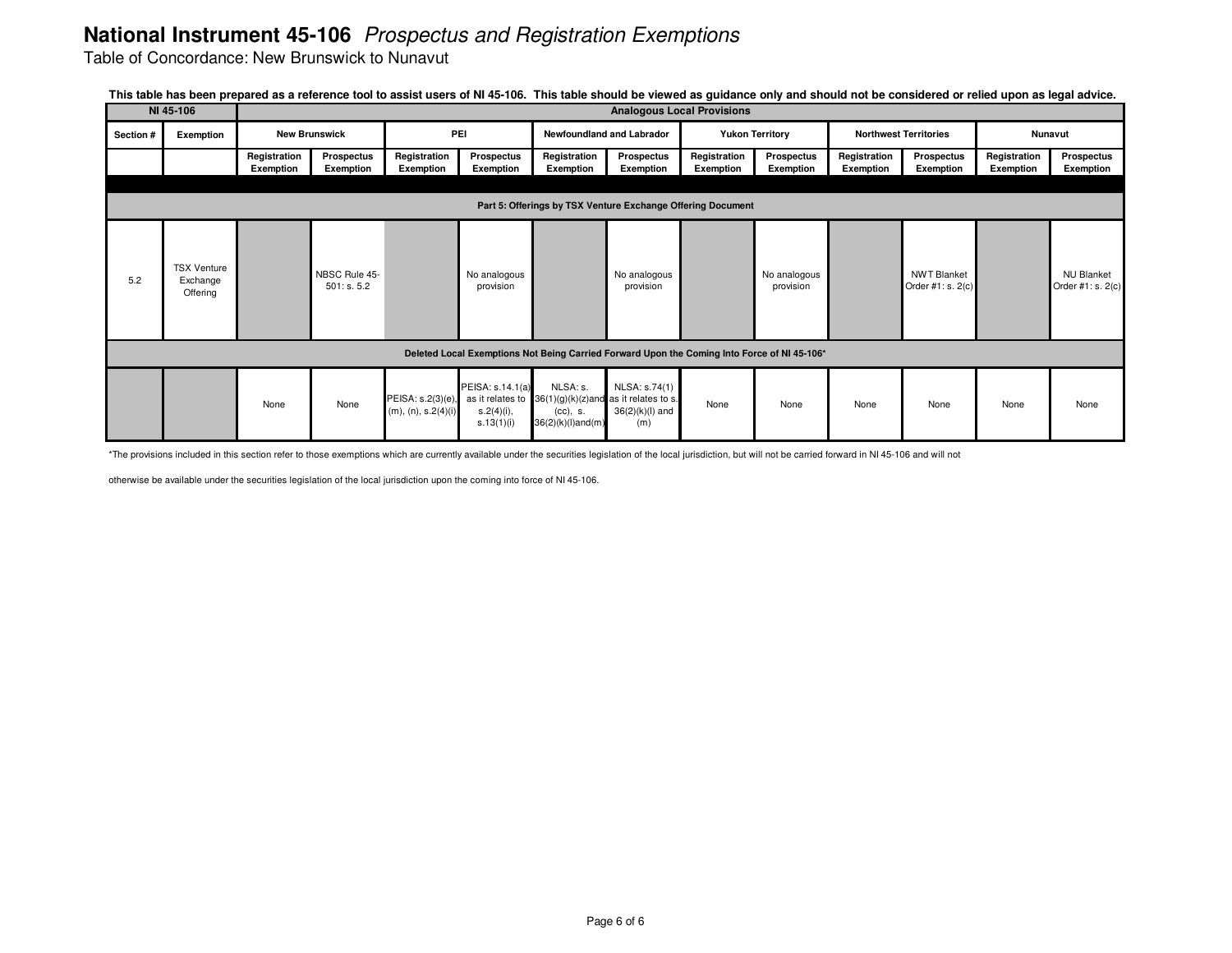# National Instrument 45-106 *Prospectus and Registration Exemptions*

Table of Concordance: New Brunswick to Nunavut

**This table has been prepared as a reference tool to assist users of NI 45-106. This table should be viewed as guidance only and should not be considered or relied upon as legal advice.**

| NI 45-106 | | Analogous Local Provisions | | | | | | | | | | | |
|---|---|---|---|---|---|---|---|---|---|---|---|---|---|
| **Section #** | **Exemption** | **New Brunswick** | | **PEI** | | **Newfoundland and Labrador** | | **Yukon Territory** | | **Northwest Territories** | | **Nunavut** | |
| | | **Registration Exemption** | **Prospectus Exemption** | **Registration Exemption** | **Prospectus Exemption** | **Registration Exemption** | **Prospectus Exemption** | **Registration Exemption** | **Prospectus Exemption** | **Registration Exemption** | **Prospectus Exemption** | **Registration Exemption** | **Prospectus Exemption** |
| **Part 5: Offerings by TSX Venture Exchange Offering Document** | | | | | | | | | | | | | |
| 5.2 | TSX Venture Exchange Offering | | NBSC Rule 45-501: s. 5.2 | | No analogous provision | | No analogous provision | | No analogous provision | | NWT Blanket Order #1: s. 2(c) | | NU Blanket Order #1: s. 2(c) |
| **Deleted Local Exemptions Not Being Carried Forward Upon the Coming Into Force of NI 45-106*** | | | | | | | | | | | | | |
| | | None | None | PEISA: s.2(3)(e), (m), (n), s.2(4)(i) | PEISA: s.14.1(a) as it relates to s.2(4)(i), s.13(1)(i) | NLSA: s. 36(1)(g)(k)(z)and (cc), s. 36(2)(k)(l)and(m) | NLSA: s.74(1) as it relates to s. 36(2)(k)(l) and (m) | None | None | None | None | None | None |

*The provisions included in this section refer to those exemptions which are currently available under the securities legislation of the local jurisdiction, but will not be carried forward in NI 45-106 and will not otherwise be available under the securities legislation of the local jurisdiction upon the coming into force of NI 45-106.